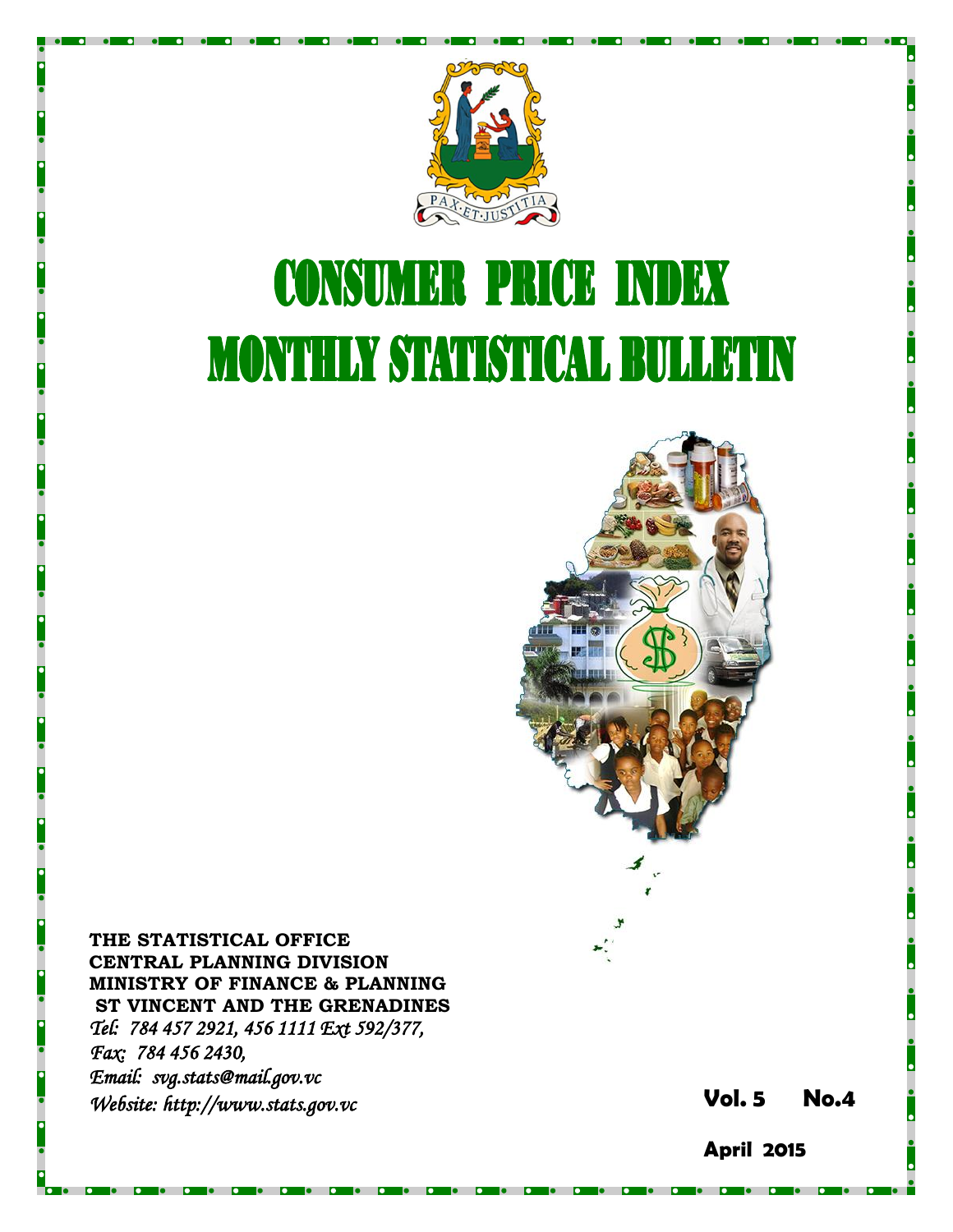PAX·ET·JUSTITIA

# CONSUMER PRICE INDEX

# MONTHLY STATISTICAL BULLETIN

**THE STATISTICAL OFFICE**
**CENTRAL PLANNING DIVISION**
**MINISTRY OF FINANCE & PLANNING**
**ST VINCENT AND THE GRENADINES**
*Tel: 784 457 2921, 456 1111 Ext 592/377,*
*Fax: 784 456 2430,*
*Email: svg.stats@mail.gov.vc*
*Website: http://www.stats.gov.vc*

**Vol. 5 No.4**

**April 2015**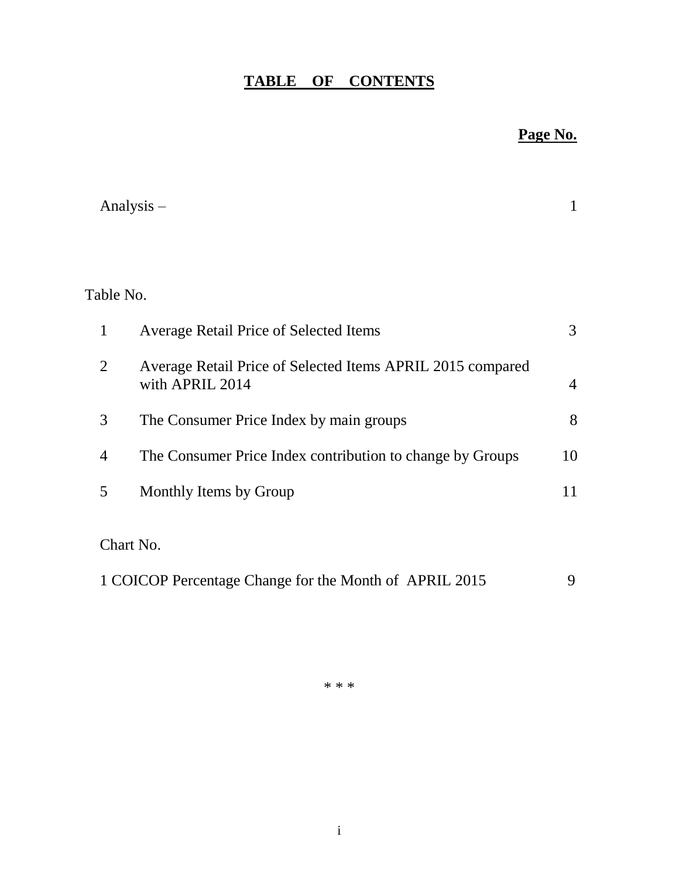# TABLE OF CONTENTS

| | | Page No. |
|---|---|---|
| Analysis – | | 1 |
| Table No. | | |
| 1 | Average Retail Price of Selected Items | 3 |
| 2 | Average Retail Price of Selected Items APRIL 2015 compared with APRIL 2014 | 4 |
| 3 | The Consumer Price Index by main groups | 8 |
| 4 | The Consumer Price Index contribution to change by Groups | 10 |
| 5 | Monthly Items by Group | 11 |
| Chart No. | | |
| 1 | COICOP Percentage Change for the Month of APRIL 2015 | 9 |

\* \* \*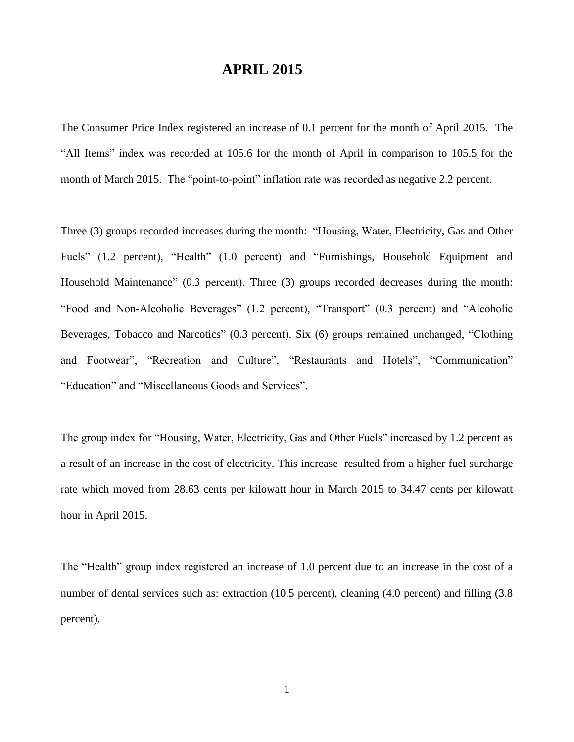# APRIL 2015

The Consumer Price Index registered an increase of 0.1 percent for the month of April 2015. The "All Items" index was recorded at 105.6 for the month of April in comparison to 105.5 for the month of March 2015. The "point-to-point" inflation rate was recorded as negative 2.2 percent.

Three (3) groups recorded increases during the month: "Housing, Water, Electricity, Gas and Other Fuels" (1.2 percent), "Health" (1.0 percent) and "Furnishings, Household Equipment and Household Maintenance" (0.3 percent). Three (3) groups recorded decreases during the month: "Food and Non-Alcoholic Beverages" (1.2 percent), "Transport" (0.3 percent) and "Alcoholic Beverages, Tobacco and Narcotics" (0.3 percent). Six (6) groups remained unchanged, "Clothing and Footwear", "Recreation and Culture", "Restaurants and Hotels", "Communication" "Education" and "Miscellaneous Goods and Services".

The group index for "Housing, Water, Electricity, Gas and Other Fuels" increased by 1.2 percent as a result of an increase in the cost of electricity. This increase resulted from a higher fuel surcharge rate which moved from 28.63 cents per kilowatt hour in March 2015 to 34.47 cents per kilowatt hour in April 2015.

The "Health" group index registered an increase of 1.0 percent due to an increase in the cost of a number of dental services such as: extraction (10.5 percent), cleaning (4.0 percent) and filling (3.8 percent).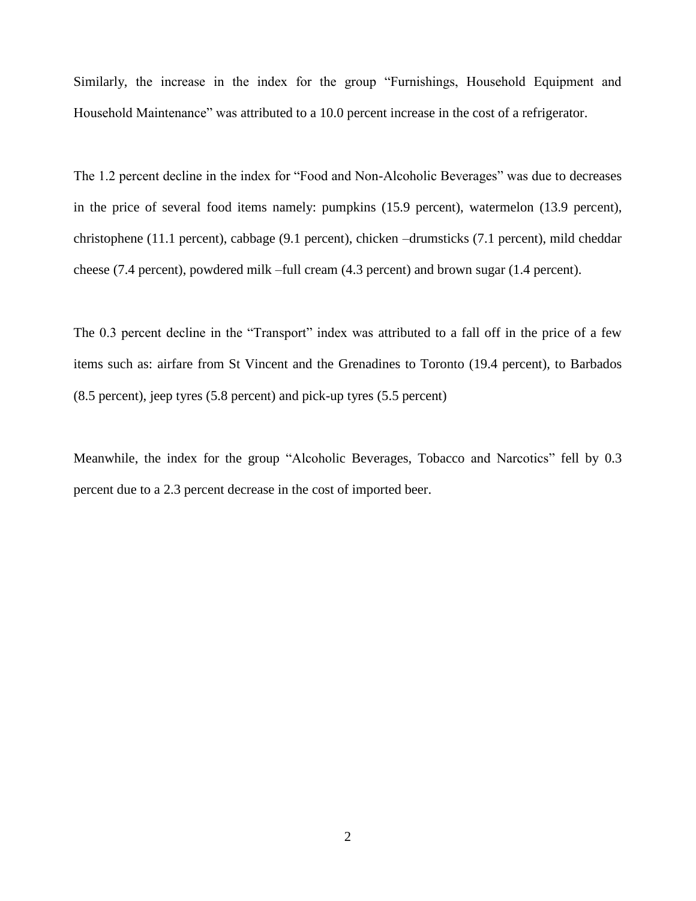Similarly, the increase in the index for the group "Furnishings, Household Equipment and Household Maintenance" was attributed to a 10.0 percent increase in the cost of a refrigerator.

The 1.2 percent decline in the index for "Food and Non-Alcoholic Beverages" was due to decreases in the price of several food items namely: pumpkins (15.9 percent), watermelon (13.9 percent), christophene (11.1 percent), cabbage (9.1 percent), chicken –drumsticks (7.1 percent), mild cheddar cheese (7.4 percent), powdered milk –full cream (4.3 percent) and brown sugar (1.4 percent).

The 0.3 percent decline in the "Transport" index was attributed to a fall off in the price of a few items such as: airfare from St Vincent and the Grenadines to Toronto (19.4 percent), to Barbados (8.5 percent), jeep tyres (5.8 percent) and pick-up tyres (5.5 percent)

Meanwhile, the index for the group "Alcoholic Beverages, Tobacco and Narcotics" fell by 0.3 percent due to a 2.3 percent decrease in the cost of imported beer.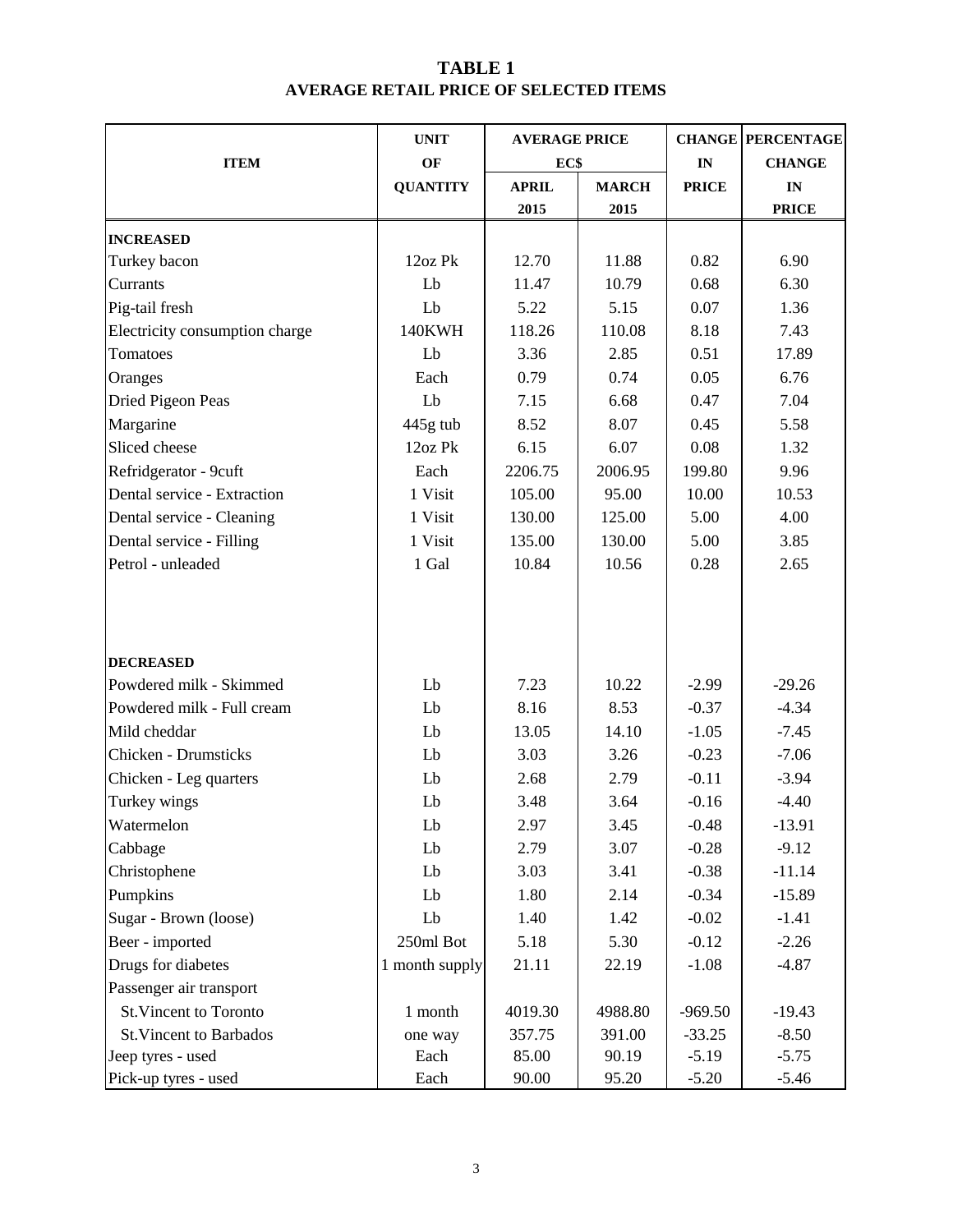# TABLE 1
## AVERAGE RETAIL PRICE OF SELECTED ITEMS

| ITEM | UNIT OF QUANTITY | AVERAGE PRICE EC$ | | CHANGE IN PRICE | PERCENTAGE CHANGE IN PRICE |
|---|---|---|---|---|---|
| | | APRIL 2015 | MARCH 2015 | | |
| **INCREASED** | | | | | |
| Turkey bacon | 12oz Pk | 12.70 | 11.88 | 0.82 | 6.90 |
| Currants | Lb | 11.47 | 10.79 | 0.68 | 6.30 |
| Pig-tail fresh | Lb | 5.22 | 5.15 | 0.07 | 1.36 |
| Electricity consumption charge | 140KWH | 118.26 | 110.08 | 8.18 | 7.43 |
| Tomatoes | Lb | 3.36 | 2.85 | 0.51 | 17.89 |
| Oranges | Each | 0.79 | 0.74 | 0.05 | 6.76 |
| Dried Pigeon Peas | Lb | 7.15 | 6.68 | 0.47 | 7.04 |
| Margarine | 445g tub | 8.52 | 8.07 | 0.45 | 5.58 |
| Sliced cheese | 12oz Pk | 6.15 | 6.07 | 0.08 | 1.32 |
| Refridgerator - 9cuft | Each | 2206.75 | 2006.95 | 199.80 | 9.96 |
| Dental service - Extraction | 1 Visit | 105.00 | 95.00 | 10.00 | 10.53 |
| Dental service - Cleaning | 1 Visit | 130.00 | 125.00 | 5.00 | 4.00 |
| Dental service - Filling | 1 Visit | 135.00 | 130.00 | 5.00 | 3.85 |
| Petrol - unleaded | 1 Gal | 10.84 | 10.56 | 0.28 | 2.65 |
| **DECREASED** | | | | | |
| Powdered milk - Skimmed | Lb | 7.23 | 10.22 | -2.99 | -29.26 |
| Powdered milk - Full cream | Lb | 8.16 | 8.53 | -0.37 | -4.34 |
| Mild cheddar | Lb | 13.05 | 14.10 | -1.05 | -7.45 |
| Chicken - Drumsticks | Lb | 3.03 | 3.26 | -0.23 | -7.06 |
| Chicken - Leg quarters | Lb | 2.68 | 2.79 | -0.11 | -3.94 |
| Turkey wings | Lb | 3.48 | 3.64 | -0.16 | -4.40 |
| Watermelon | Lb | 2.97 | 3.45 | -0.48 | -13.91 |
| Cabbage | Lb | 2.79 | 3.07 | -0.28 | -9.12 |
| Christophene | Lb | 3.03 | 3.41 | -0.38 | -11.14 |
| Pumpkins | Lb | 1.80 | 2.14 | -0.34 | -15.89 |
| Sugar - Brown (loose) | Lb | 1.40 | 1.42 | -0.02 | -1.41 |
| Beer - imported | 250ml Bot | 5.18 | 5.30 | -0.12 | -2.26 |
| Drugs for diabetes | 1 month supply | 21.11 | 22.19 | -1.08 | -4.87 |
| Passenger air transport | | | | | |
| St.Vincent to Toronto | 1 month | 4019.30 | 4988.80 | -969.50 | -19.43 |
| St.Vincent to Barbados | one way | 357.75 | 391.00 | -33.25 | -8.50 |
| Jeep tyres - used | Each | 85.00 | 90.19 | -5.19 | -5.75 |
| Pick-up tyres - used | Each | 90.00 | 95.20 | -5.20 | -5.46 |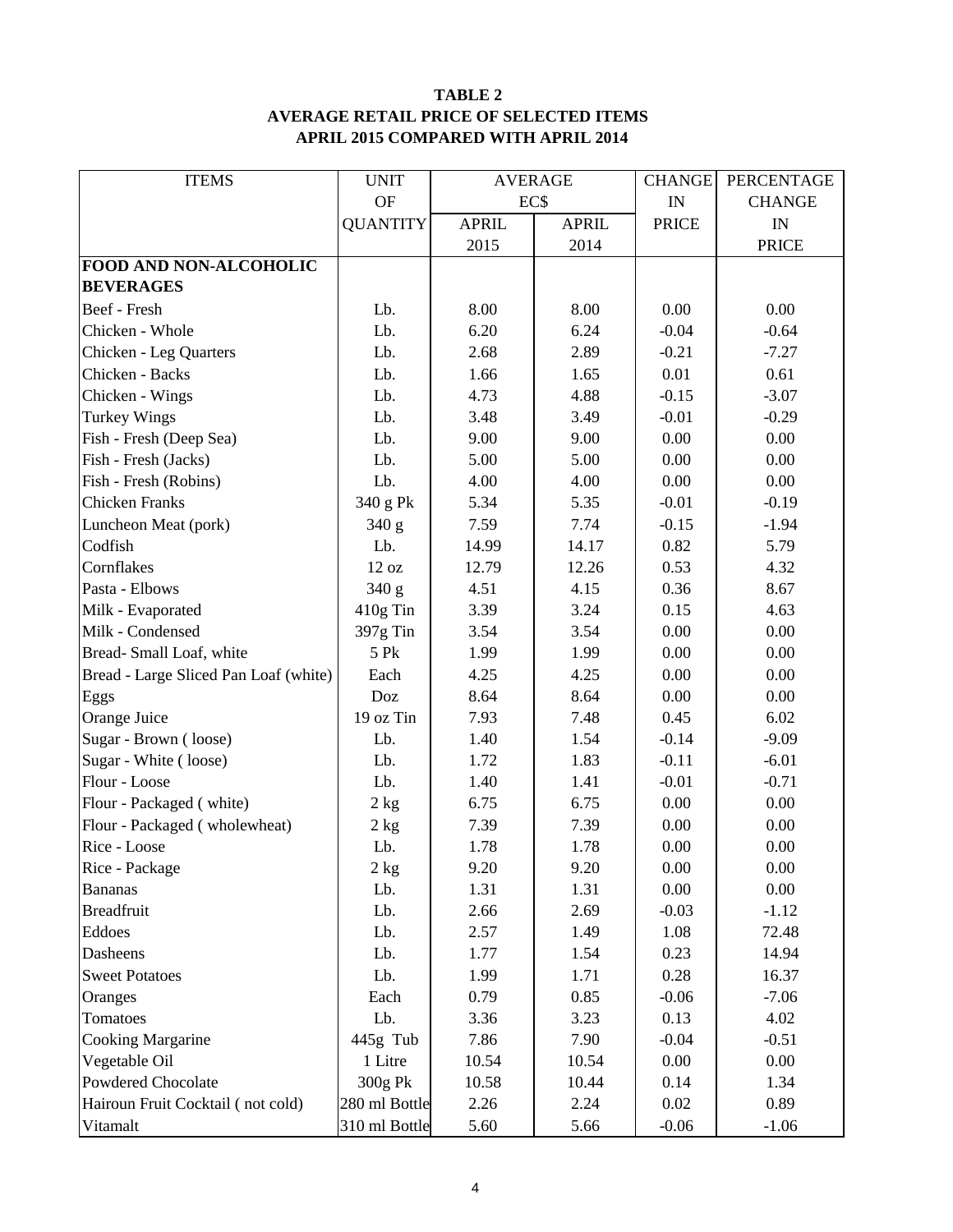**TABLE 2**
**AVERAGE RETAIL PRICE OF SELECTED ITEMS**
**APRIL 2015 COMPARED WITH APRIL 2014**

| ITEMS | UNIT OF QUANTITY | AVERAGE EC$ APRIL 2015 | AVERAGE EC$ APRIL 2014 | CHANGE IN PRICE | PERCENTAGE CHANGE IN PRICE |
|---|---|---|---|---|---|
| **FOOD AND NON-ALCOHOLIC BEVERAGES** | | | | | |
| Beef - Fresh | Lb. | 8.00 | 8.00 | 0.00 | 0.00 |
| Chicken - Whole | Lb. | 6.20 | 6.24 | -0.04 | -0.64 |
| Chicken - Leg Quarters | Lb. | 2.68 | 2.89 | -0.21 | -7.27 |
| Chicken - Backs | Lb. | 1.66 | 1.65 | 0.01 | 0.61 |
| Chicken - Wings | Lb. | 4.73 | 4.88 | -0.15 | -3.07 |
| Turkey Wings | Lb. | 3.48 | 3.49 | -0.01 | -0.29 |
| Fish - Fresh (Deep Sea) | Lb. | 9.00 | 9.00 | 0.00 | 0.00 |
| Fish - Fresh (Jacks) | Lb. | 5.00 | 5.00 | 0.00 | 0.00 |
| Fish - Fresh (Robins) | Lb. | 4.00 | 4.00 | 0.00 | 0.00 |
| Chicken Franks | 340 g Pk | 5.34 | 5.35 | -0.01 | -0.19 |
| Luncheon Meat (pork) | 340 g | 7.59 | 7.74 | -0.15 | -1.94 |
| Codfish | Lb. | 14.99 | 14.17 | 0.82 | 5.79 |
| Cornflakes | 12 oz | 12.79 | 12.26 | 0.53 | 4.32 |
| Pasta - Elbows | 340 g | 4.51 | 4.15 | 0.36 | 8.67 |
| Milk - Evaporated | 410g Tin | 3.39 | 3.24 | 0.15 | 4.63 |
| Milk - Condensed | 397g Tin | 3.54 | 3.54 | 0.00 | 0.00 |
| Bread- Small Loaf, white | 5 Pk | 1.99 | 1.99 | 0.00 | 0.00 |
| Bread - Large Sliced Pan Loaf (white) | Each | 4.25 | 4.25 | 0.00 | 0.00 |
| Eggs | Doz | 8.64 | 8.64 | 0.00 | 0.00 |
| Orange Juice | 19 oz Tin | 7.93 | 7.48 | 0.45 | 6.02 |
| Sugar - Brown ( loose) | Lb. | 1.40 | 1.54 | -0.14 | -9.09 |
| Sugar - White ( loose) | Lb. | 1.72 | 1.83 | -0.11 | -6.01 |
| Flour - Loose | Lb. | 1.40 | 1.41 | -0.01 | -0.71 |
| Flour - Packaged ( white) | 2 kg | 6.75 | 6.75 | 0.00 | 0.00 |
| Flour - Packaged ( wholewheat) | 2 kg | 7.39 | 7.39 | 0.00 | 0.00 |
| Rice - Loose | Lb. | 1.78 | 1.78 | 0.00 | 0.00 |
| Rice - Package | 2 kg | 9.20 | 9.20 | 0.00 | 0.00 |
| Bananas | Lb. | 1.31 | 1.31 | 0.00 | 0.00 |
| Breadfruit | Lb. | 2.66 | 2.69 | -0.03 | -1.12 |
| Eddoes | Lb. | 2.57 | 1.49 | 1.08 | 72.48 |
| Dasheens | Lb. | 1.77 | 1.54 | 0.23 | 14.94 |
| Sweet Potatoes | Lb. | 1.99 | 1.71 | 0.28 | 16.37 |
| Oranges | Each | 0.79 | 0.85 | -0.06 | -7.06 |
| Tomatoes | Lb. | 3.36 | 3.23 | 0.13 | 4.02 |
| Cooking Margarine | 445g Tub | 7.86 | 7.90 | -0.04 | -0.51 |
| Vegetable Oil | 1 Litre | 10.54 | 10.54 | 0.00 | 0.00 |
| Powdered Chocolate | 300g Pk | 10.58 | 10.44 | 0.14 | 1.34 |
| Hairoun Fruit Cocktail ( not cold) | 280 ml Bottle | 2.26 | 2.24 | 0.02 | 0.89 |
| Vitamalt | 310 ml Bottle | 5.60 | 5.66 | -0.06 | -1.06 |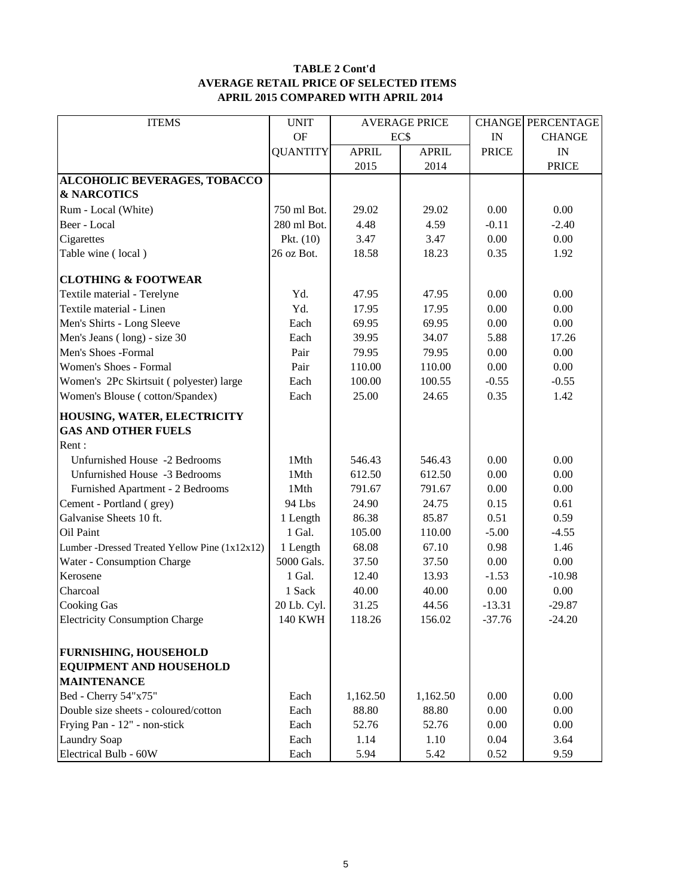**TABLE 2 Cont'd**
**AVERAGE RETAIL PRICE OF SELECTED ITEMS**
**APRIL 2015 COMPARED WITH APRIL 2014**

| ITEMS | UNIT OF QUANTITY | AVERAGE PRICE EC$ | | CHANGE IN PRICE | PERCENTAGE CHANGE IN PRICE |
|---|---|---|---|---|---|
| | | APRIL 2015 | APRIL 2014 | | |
| **ALCOHOLIC BEVERAGES, TOBACCO & NARCOTICS** | | | | | |
| Rum - Local (White) | 750 ml Bot. | 29.02 | 29.02 | 0.00 | 0.00 |
| Beer - Local | 280 ml Bot. | 4.48 | 4.59 | -0.11 | -2.40 |
| Cigarettes | Pkt. (10) | 3.47 | 3.47 | 0.00 | 0.00 |
| Table wine ( local ) | 26 oz Bot. | 18.58 | 18.23 | 0.35 | 1.92 |
| **CLOTHING & FOOTWEAR** | | | | | |
| Textile material - Terelyne | Yd. | 47.95 | 47.95 | 0.00 | 0.00 |
| Textile material - Linen | Yd. | 17.95 | 17.95 | 0.00 | 0.00 |
| Men's Shirts - Long Sleeve | Each | 69.95 | 69.95 | 0.00 | 0.00 |
| Men's Jeans ( long) - size 30 | Each | 39.95 | 34.07 | 5.88 | 17.26 |
| Men's Shoes -Formal | Pair | 79.95 | 79.95 | 0.00 | 0.00 |
| Women's Shoes - Formal | Pair | 110.00 | 110.00 | 0.00 | 0.00 |
| Women's 2Pc Skirtsuit ( polyester) large | Each | 100.00 | 100.55 | -0.55 | -0.55 |
| Women's Blouse ( cotton/Spandex) | Each | 25.00 | 24.65 | 0.35 | 1.42 |
| **HOUSING, WATER, ELECTRICITY GAS AND OTHER FUELS** | | | | | |
| Rent : | | | | | |
| Unfurnished House -2 Bedrooms | 1Mth | 546.43 | 546.43 | 0.00 | 0.00 |
| Unfurnished House -3 Bedrooms | 1Mth | 612.50 | 612.50 | 0.00 | 0.00 |
| Furnished Apartment - 2 Bedrooms | 1Mth | 791.67 | 791.67 | 0.00 | 0.00 |
| Cement - Portland ( grey) | 94 Lbs | 24.90 | 24.75 | 0.15 | 0.61 |
| Galvanise Sheets 10 ft. | 1 Length | 86.38 | 85.87 | 0.51 | 0.59 |
| Oil Paint | 1 Gal. | 105.00 | 110.00 | -5.00 | -4.55 |
| Lumber -Dressed Treated Yellow Pine (1x12x12) | 1 Length | 68.08 | 67.10 | 0.98 | 1.46 |
| Water - Consumption Charge | 5000 Gals. | 37.50 | 37.50 | 0.00 | 0.00 |
| Kerosene | 1 Gal. | 12.40 | 13.93 | -1.53 | -10.98 |
| Charcoal | 1 Sack | 40.00 | 40.00 | 0.00 | 0.00 |
| Cooking Gas | 20 Lb. Cyl. | 31.25 | 44.56 | -13.31 | -29.87 |
| Electricity Consumption Charge | 140 KWH | 118.26 | 156.02 | -37.76 | -24.20 |
| **FURNISHING, HOUSEHOLD EQUIPMENT AND HOUSEHOLD MAINTENANCE** | | | | | |
| Bed - Cherry 54"x75" | Each | 1,162.50 | 1,162.50 | 0.00 | 0.00 |
| Double size sheets - coloured/cotton | Each | 88.80 | 88.80 | 0.00 | 0.00 |
| Frying Pan - 12" - non-stick | Each | 52.76 | 52.76 | 0.00 | 0.00 |
| Laundry Soap | Each | 1.14 | 1.10 | 0.04 | 3.64 |
| Electrical Bulb - 60W | Each | 5.94 | 5.42 | 0.52 | 9.59 |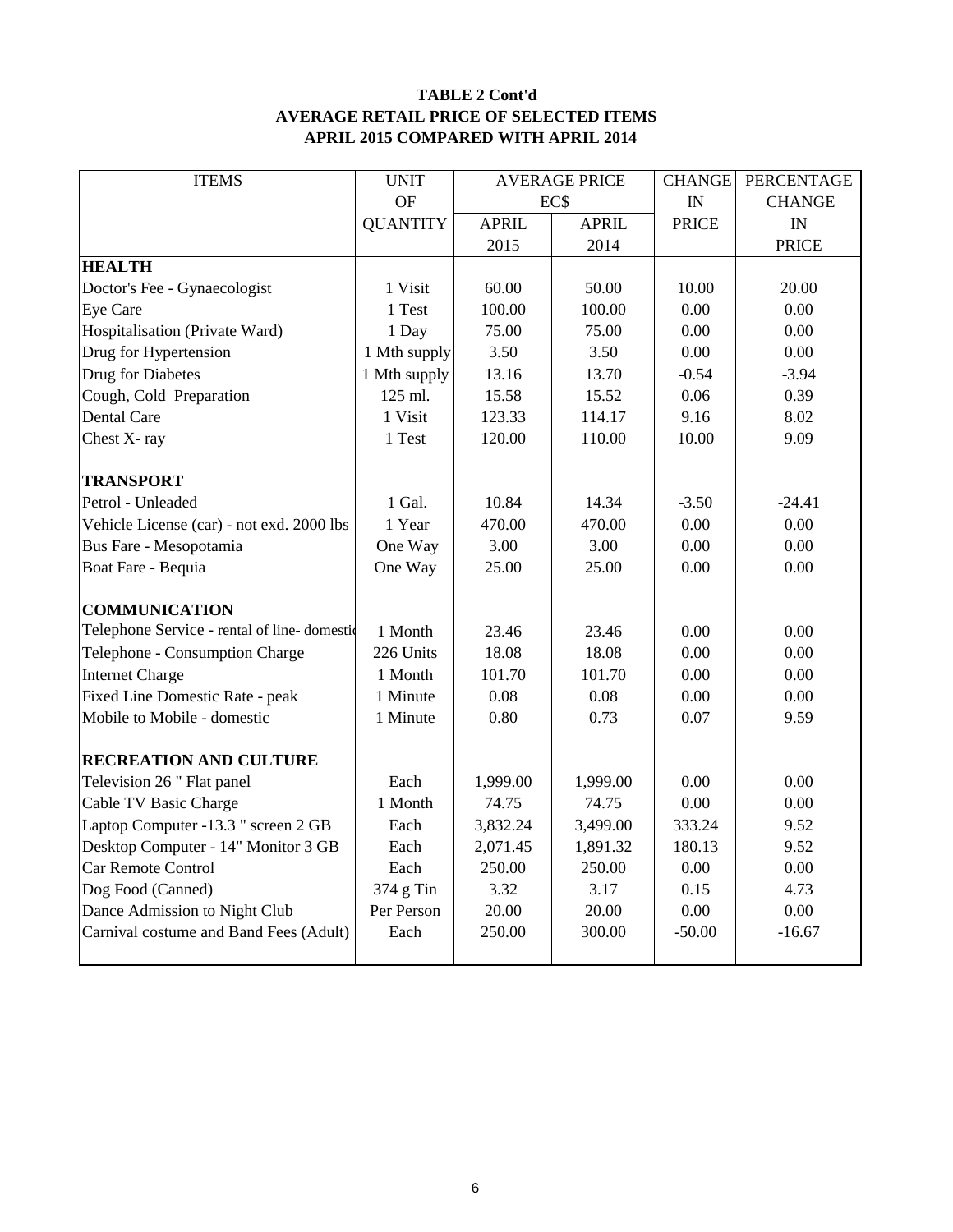## TABLE 2 Cont'd
## AVERAGE RETAIL PRICE OF SELECTED ITEMS
## APRIL 2015 COMPARED WITH APRIL 2014

| ITEMS | UNIT OF QUANTITY | AVERAGE PRICE EC$ APRIL 2015 | APRIL 2014 | CHANGE IN PRICE | PERCENTAGE CHANGE IN PRICE |
|---|---|---|---|---|---|
| **HEALTH** | | | | | |
| Doctor's Fee - Gynaecologist | 1 Visit | 60.00 | 50.00 | 10.00 | 20.00 |
| Eye Care | 1 Test | 100.00 | 100.00 | 0.00 | 0.00 |
| Hospitalisation (Private Ward) | 1 Day | 75.00 | 75.00 | 0.00 | 0.00 |
| Drug for Hypertension | 1 Mth supply | 3.50 | 3.50 | 0.00 | 0.00 |
| Drug for Diabetes | 1 Mth supply | 13.16 | 13.70 | -0.54 | -3.94 |
| Cough, Cold Preparation | 125 ml. | 15.58 | 15.52 | 0.06 | 0.39 |
| Dental Care | 1 Visit | 123.33 | 114.17 | 9.16 | 8.02 |
| Chest X- ray | 1 Test | 120.00 | 110.00 | 10.00 | 9.09 |
| **TRANSPORT** | | | | | |
| Petrol - Unleaded | 1 Gal. | 10.84 | 14.34 | -3.50 | -24.41 |
| Vehicle License (car) - not exd. 2000 lbs | 1 Year | 470.00 | 470.00 | 0.00 | 0.00 |
| Bus Fare - Mesopotamia | One Way | 3.00 | 3.00 | 0.00 | 0.00 |
| Boat Fare - Bequia | One Way | 25.00 | 25.00 | 0.00 | 0.00 |
| **COMMUNICATION** | | | | | |
| Telephone Service - rental of line- domestic | 1 Month | 23.46 | 23.46 | 0.00 | 0.00 |
| Telephone - Consumption Charge | 226 Units | 18.08 | 18.08 | 0.00 | 0.00 |
| Internet Charge | 1 Month | 101.70 | 101.70 | 0.00 | 0.00 |
| Fixed Line Domestic Rate - peak | 1 Minute | 0.08 | 0.08 | 0.00 | 0.00 |
| Mobile to Mobile - domestic | 1 Minute | 0.80 | 0.73 | 0.07 | 9.59 |
| **RECREATION AND CULTURE** | | | | | |
| Television 26 " Flat panel | Each | 1,999.00 | 1,999.00 | 0.00 | 0.00 |
| Cable TV Basic Charge | 1 Month | 74.75 | 74.75 | 0.00 | 0.00 |
| Laptop Computer -13.3 " screen 2 GB | Each | 3,832.24 | 3,499.00 | 333.24 | 9.52 |
| Desktop Computer - 14" Monitor 3 GB | Each | 2,071.45 | 1,891.32 | 180.13 | 9.52 |
| Car Remote Control | Each | 250.00 | 250.00 | 0.00 | 0.00 |
| Dog Food (Canned) | 374 g Tin | 3.32 | 3.17 | 0.15 | 4.73 |
| Dance Admission to Night Club | Per Person | 20.00 | 20.00 | 0.00 | 0.00 |
| Carnival costume and Band Fees (Adult) | Each | 250.00 | 300.00 | -50.00 | -16.67 |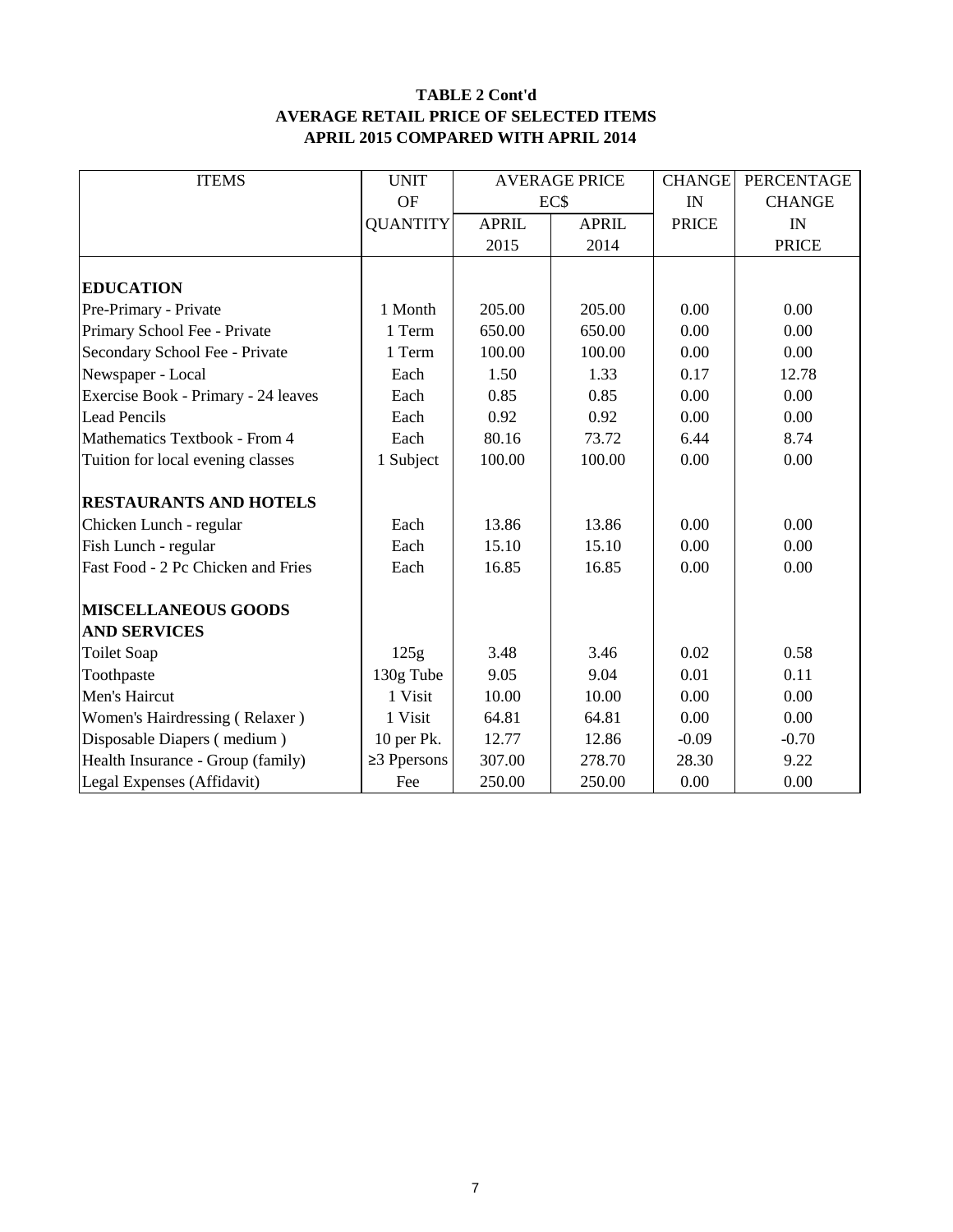**TABLE 2 Cont'd**
**AVERAGE RETAIL PRICE OF SELECTED ITEMS**
**APRIL 2015 COMPARED WITH APRIL 2014**

| ITEMS | UNIT OF QUANTITY | AVERAGE PRICE EC$ | | CHANGE IN PRICE | PERCENTAGE CHANGE IN PRICE |
|---|---|---|---|---|---|
| | | APRIL 2015 | APRIL 2014 | | |
| **EDUCATION** | | | | | |
| Pre-Primary - Private | 1 Month | 205.00 | 205.00 | 0.00 | 0.00 |
| Primary School Fee - Private | 1 Term | 650.00 | 650.00 | 0.00 | 0.00 |
| Secondary School Fee - Private | 1 Term | 100.00 | 100.00 | 0.00 | 0.00 |
| Newspaper - Local | Each | 1.50 | 1.33 | 0.17 | 12.78 |
| Exercise Book - Primary - 24 leaves | Each | 0.85 | 0.85 | 0.00 | 0.00 |
| Lead Pencils | Each | 0.92 | 0.92 | 0.00 | 0.00 |
| Mathematics Textbook - From 4 | Each | 80.16 | 73.72 | 6.44 | 8.74 |
| Tuition for local evening classes | 1 Subject | 100.00 | 100.00 | 0.00 | 0.00 |
| **RESTAURANTS AND HOTELS** | | | | | |
| Chicken Lunch - regular | Each | 13.86 | 13.86 | 0.00 | 0.00 |
| Fish Lunch - regular | Each | 15.10 | 15.10 | 0.00 | 0.00 |
| Fast Food - 2 Pc Chicken and Fries | Each | 16.85 | 16.85 | 0.00 | 0.00 |
| **MISCELLANEOUS GOODS AND SERVICES** | | | | | |
| Toilet Soap | 125g | 3.48 | 3.46 | 0.02 | 0.58 |
| Toothpaste | 130g Tube | 9.05 | 9.04 | 0.01 | 0.11 |
| Men's Haircut | 1 Visit | 10.00 | 10.00 | 0.00 | 0.00 |
| Women's Hairdressing ( Relaxer ) | 1 Visit | 64.81 | 64.81 | 0.00 | 0.00 |
| Disposable Diapers ( medium ) | 10 per Pk. | 12.77 | 12.86 | -0.09 | -0.70 |
| Health Insurance - Group (family) | ≥3 Ppersons | 307.00 | 278.70 | 28.30 | 9.22 |
| Legal Expenses (Affidavit) | Fee | 250.00 | 250.00 | 0.00 | 0.00 |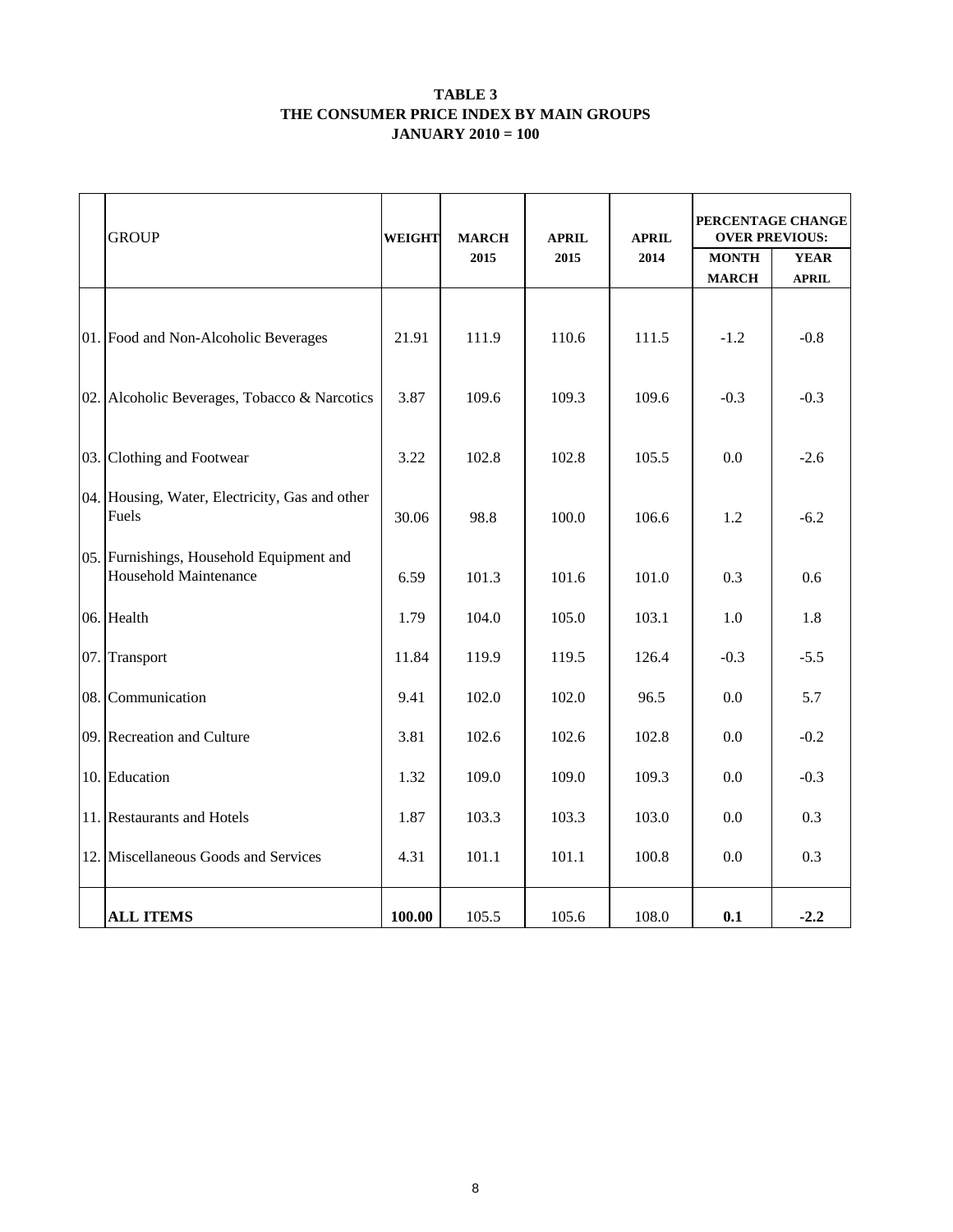**TABLE 3**
**THE CONSUMER PRICE INDEX BY MAIN GROUPS**
**JANUARY 2010 = 100**

| | GROUP | WEIGHT | MARCH 2015 | APRIL 2015 | APRIL 2014 | PERCENTAGE CHANGE OVER PREVIOUS: | |
|---|---|---|---|---|---|---|---|
| | | | | | | MONTH MARCH | YEAR APRIL |
| 01. | Food and Non-Alcoholic Beverages | 21.91 | 111.9 | 110.6 | 111.5 | -1.2 | -0.8 |
| 02. | Alcoholic Beverages, Tobacco & Narcotics | 3.87 | 109.6 | 109.3 | 109.6 | -0.3 | -0.3 |
| 03. | Clothing and Footwear | 3.22 | 102.8 | 102.8 | 105.5 | 0.0 | -2.6 |
| 04. | Housing, Water, Electricity, Gas and other Fuels | 30.06 | 98.8 | 100.0 | 106.6 | 1.2 | -6.2 |
| 05. | Furnishings, Household Equipment and Household Maintenance | 6.59 | 101.3 | 101.6 | 101.0 | 0.3 | 0.6 |
| 06. | Health | 1.79 | 104.0 | 105.0 | 103.1 | 1.0 | 1.8 |
| 07. | Transport | 11.84 | 119.9 | 119.5 | 126.4 | -0.3 | -5.5 |
| 08. | Communication | 9.41 | 102.0 | 102.0 | 96.5 | 0.0 | 5.7 |
| 09. | Recreation and Culture | 3.81 | 102.6 | 102.6 | 102.8 | 0.0 | -0.2 |
| 10. | Education | 1.32 | 109.0 | 109.0 | 109.3 | 0.0 | -0.3 |
| 11. | Restaurants and Hotels | 1.87 | 103.3 | 103.3 | 103.0 | 0.0 | 0.3 |
| 12. | Miscellaneous Goods and Services | 4.31 | 101.1 | 101.1 | 100.8 | 0.0 | 0.3 |
| | **ALL ITEMS** | **100.00** | 105.5 | 105.6 | 108.0 | **0.1** | **-2.2** |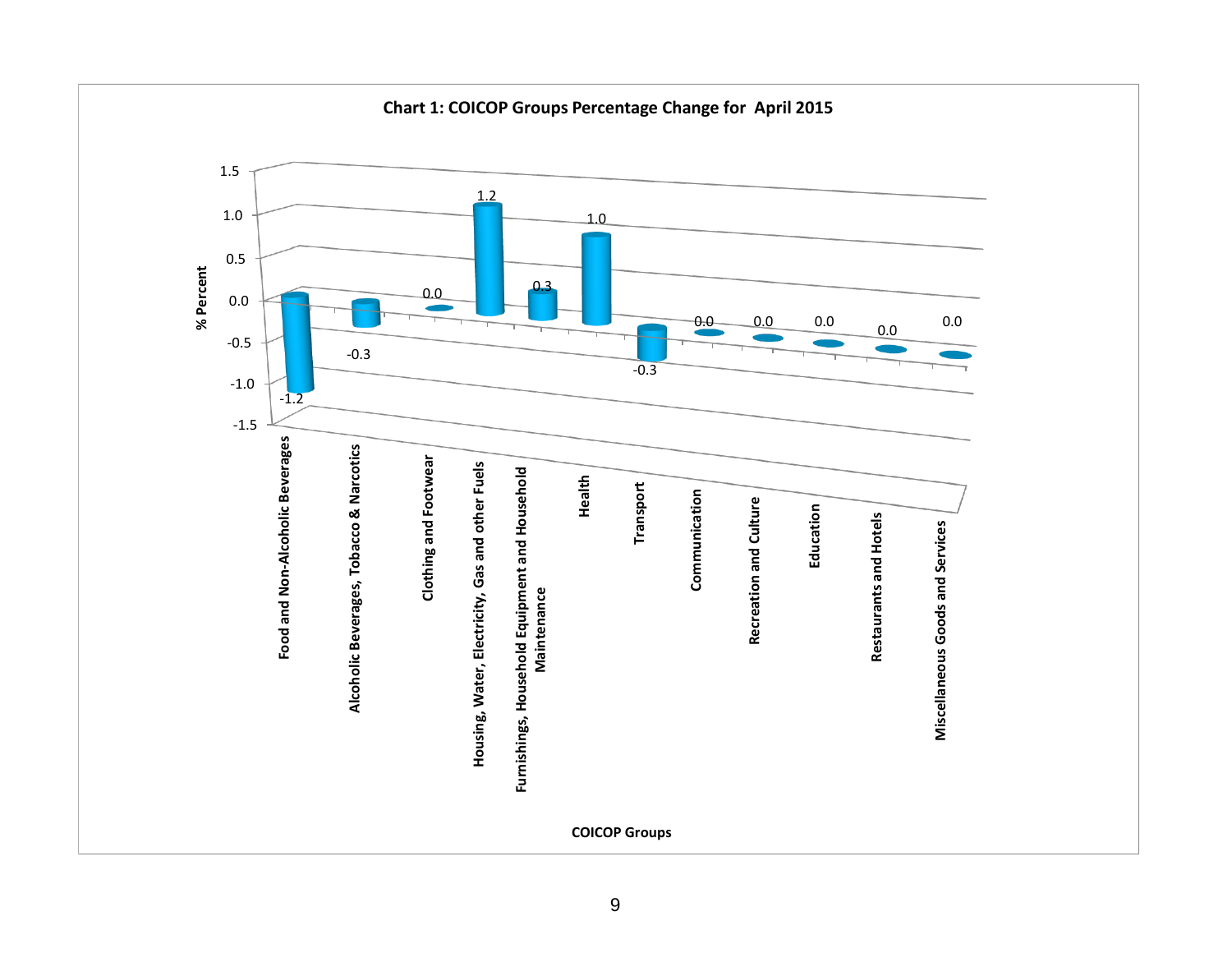**Chart 1: COICOP Groups Percentage Change for April 2015**

| COICOP Groups | % Percent |
| --- | --- |
| Food and Non-Alcoholic Beverages | -1.2 |
| Alcoholic Beverages, Tobacco & Narcotics | -0.3 |
| Clothing and Footwear | 0.0 |
| Housing, Water, Electricity, Gas and other Fuels | 1.2 |
| Furnishings, Household Equipment and Household Maintenance | 0.3 |
| Health | 1.0 |
| Transport | -0.3 |
| Communication | 0.0 |
| Recreation and Culture | 0.0 |
| Education | 0.0 |
| Restaurants and Hotels | 0.0 |
| Miscellaneous Goods and Services | 0.0 |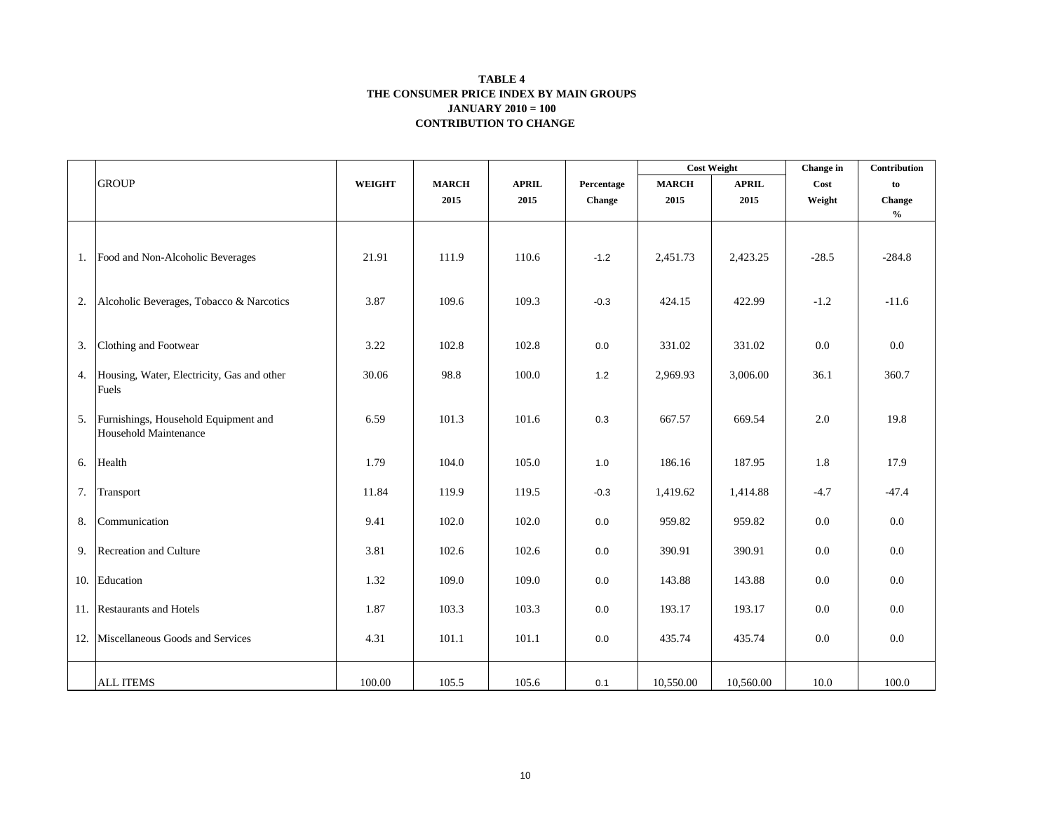**TABLE 4**
**THE CONSUMER PRICE INDEX BY MAIN GROUPS**
**JANUARY 2010 = 100**
**CONTRIBUTION TO CHANGE**

| | GROUP | WEIGHT | MARCH 2015 | APRIL 2015 | Percentage Change | Cost Weight | | Change in Cost Weight | Contribution to Change % |
|---|---|---|---|---|---|---|---|---|---|
| | | | | | | MARCH 2015 | APRIL 2015 | | |
| 1. | Food and Non-Alcoholic Beverages | 21.91 | 111.9 | 110.6 | -1.2 | 2,451.73 | 2,423.25 | -28.5 | -284.8 |
| 2. | Alcoholic Beverages, Tobacco & Narcotics | 3.87 | 109.6 | 109.3 | -0.3 | 424.15 | 422.99 | -1.2 | -11.6 |
| 3. | Clothing and Footwear | 3.22 | 102.8 | 102.8 | 0.0 | 331.02 | 331.02 | 0.0 | 0.0 |
| 4. | Housing, Water, Electricity, Gas and other Fuels | 30.06 | 98.8 | 100.0 | 1.2 | 2,969.93 | 3,006.00 | 36.1 | 360.7 |
| 5. | Furnishings, Household Equipment and Household Maintenance | 6.59 | 101.3 | 101.6 | 0.3 | 667.57 | 669.54 | 2.0 | 19.8 |
| 6. | Health | 1.79 | 104.0 | 105.0 | 1.0 | 186.16 | 187.95 | 1.8 | 17.9 |
| 7. | Transport | 11.84 | 119.9 | 119.5 | -0.3 | 1,419.62 | 1,414.88 | -4.7 | -47.4 |
| 8. | Communication | 9.41 | 102.0 | 102.0 | 0.0 | 959.82 | 959.82 | 0.0 | 0.0 |
| 9. | Recreation and Culture | 3.81 | 102.6 | 102.6 | 0.0 | 390.91 | 390.91 | 0.0 | 0.0 |
| 10. | Education | 1.32 | 109.0 | 109.0 | 0.0 | 143.88 | 143.88 | 0.0 | 0.0 |
| 11. | Restaurants and Hotels | 1.87 | 103.3 | 103.3 | 0.0 | 193.17 | 193.17 | 0.0 | 0.0 |
| 12. | Miscellaneous Goods and Services | 4.31 | 101.1 | 101.1 | 0.0 | 435.74 | 435.74 | 0.0 | 0.0 |
| | ALL ITEMS | 100.00 | 105.5 | 105.6 | 0.1 | 10,550.00 | 10,560.00 | 10.0 | 100.0 |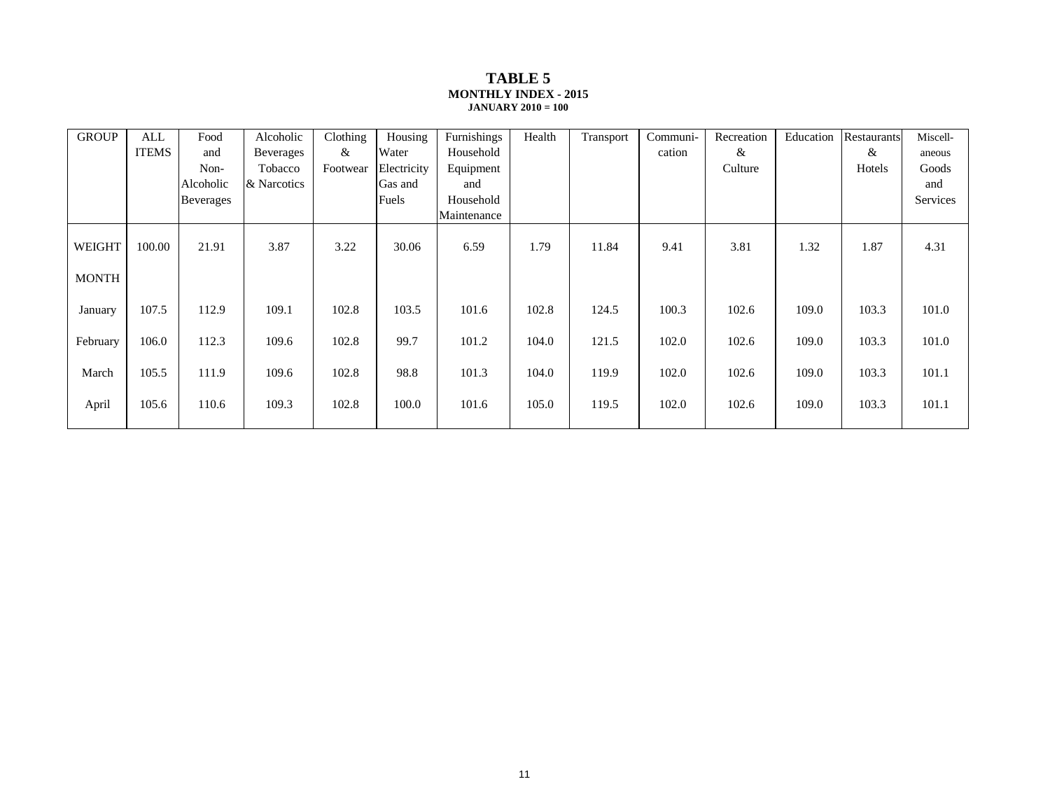# TABLE 5

**MONTHLY INDEX - 2015**

**JANUARY 2010 = 100**

| GROUP | ALL ITEMS | Food and Non-Alcoholic Beverages | Alcoholic Beverages Tobacco & Narcotics | Clothing & Footwear | Housing Water Electricity Gas and Fuels | Furnishings Household Equipment and Household Maintenance | Health | Transport | Communi-cation | Recreation & Culture | Education | Restaurants & Hotels | Miscell-aneous Goods and Services |
|---|---|---|---|---|---|---|---|---|---|---|---|---|---|
| WEIGHT | 100.00 | 21.91 | 3.87 | 3.22 | 30.06 | 6.59 | 1.79 | 11.84 | 9.41 | 3.81 | 1.32 | 1.87 | 4.31 |
| MONTH | | | | | | | | | | | | | |
| January | 107.5 | 112.9 | 109.1 | 102.8 | 103.5 | 101.6 | 102.8 | 124.5 | 100.3 | 102.6 | 109.0 | 103.3 | 101.0 |
| February | 106.0 | 112.3 | 109.6 | 102.8 | 99.7 | 101.2 | 104.0 | 121.5 | 102.0 | 102.6 | 109.0 | 103.3 | 101.0 |
| March | 105.5 | 111.9 | 109.6 | 102.8 | 98.8 | 101.3 | 104.0 | 119.9 | 102.0 | 102.6 | 109.0 | 103.3 | 101.1 |
| April | 105.6 | 110.6 | 109.3 | 102.8 | 100.0 | 101.6 | 105.0 | 119.5 | 102.0 | 102.6 | 109.0 | 103.3 | 101.1 |